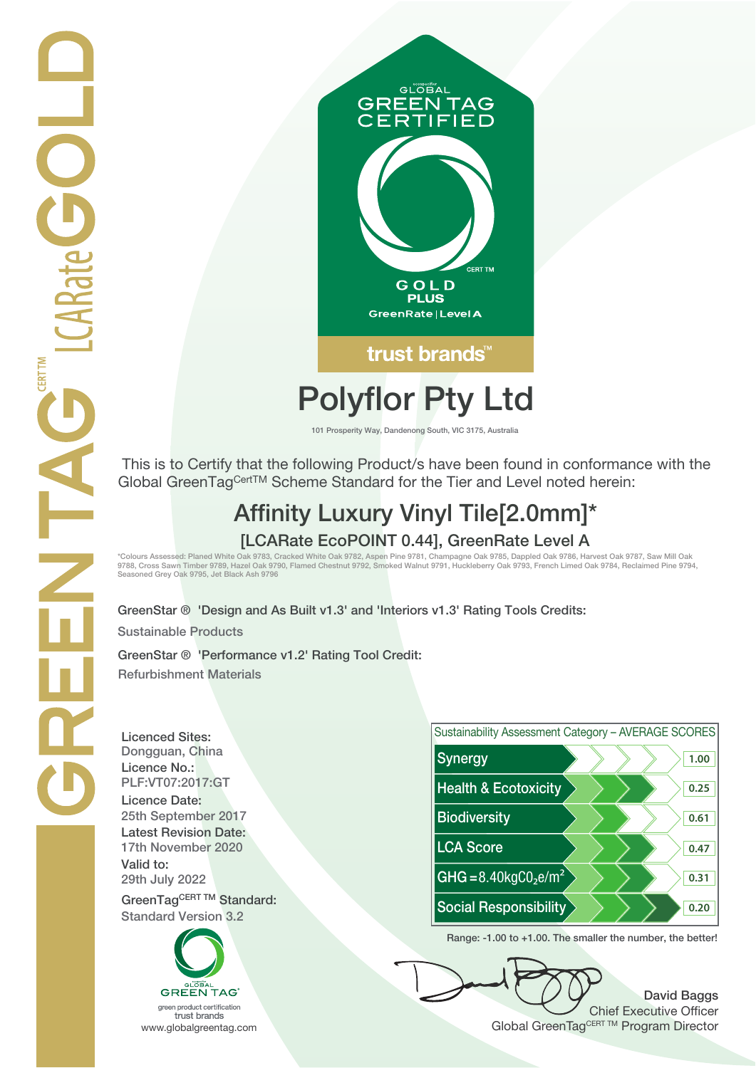GREEN TAG CERT TM LCARate GOLD

GLOBAL GREEN TAG CERTIFIED

CERT TM

GOLD PLUS

GreenRate | Level A

trust brands™

# Polyflor Pty Ltd

101 Prosperity Way, Dandenong South, VIC 3175, Australia

This is to Certify that the following Product/s have been found in conformance with the Global GreenTag[CertTM] Scheme Standard for the Tier and Level noted herein:

## Affinity Luxury Vinyl Tile[2.0mm]*

### [LCARate EcoPOINT 0.44], GreenRate Level A

*Colours Assessed: Planed White Oak 9783, Cracked White Oak 9782, Aspen Pine 9781, Champagne Oak 9785, Dappled Oak 9786, Harvest Oak 9787, Saw Mill Oak 9788, Cross Sawn Timber 9789, Hazel Oak 9790, Flamed Chestnut 9792, Smoked Walnut 9791, Huckleberry Oak 9793, French Limed Oak 9784, Reclaimed Pine 9794, Seasoned Grey Oak 9795, Jet Black Ash 9796

**GreenStar ® 'Design and As Built v1.3' and 'Interiors v1.3' Rating Tools Credits:**

Sustainable Products

**GreenStar ® 'Performance v1.2' Rating Tool Credit:**

Refurbishment Materials

**Licenced Sites:**
Dongguan, China

**Licence No.:**
PLF:VT07:2017:GT

**Licence Date:**
25th September 2017

**Latest Revision Date:**
17th November 2020

**Valid to:**
29th July 2022

**GreenTag[CERT TM] Standard:**
Standard Version 3.2

| Sustainability Assessment Category – AVERAGE SCORES | |
|---|---|
| Synergy | 1.00 |
| Health & Ecotoxicity | 0.25 |
| Biodiversity | 0.61 |
| LCA Score | 0.47 |
| GHG = 8.40kg$CO_2$e/$m^2$ | 0.31 |
| Social Responsibility | 0.20 |

Range: -1.00 to +1.00. The smaller the number, the better!

GLOBAL GREEN TAG®
green product certification
trust brands
www.globalgreentag.com

David Baggs
Chief Executive Officer
Global GreenTag[CERT TM] Program Director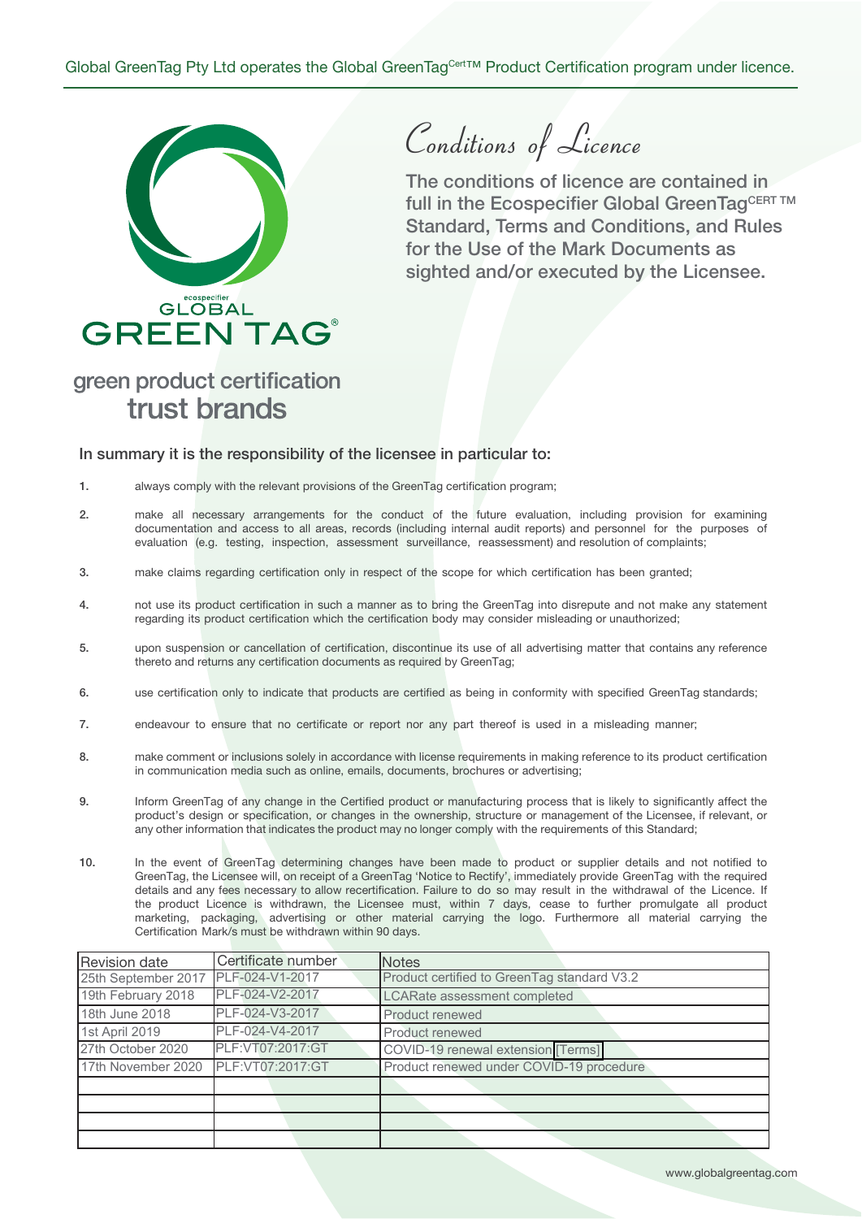Global GreenTag Pty Ltd operates the Global GreenTag[Cert™] Product Certification program under licence.

ecospecifier GLOBAL GREEN TAG®

green product certification
trust brands

# Conditions of Licence

**The conditions of licence are contained in full in the Ecospecifier Global GreenTag[CERT TM] Standard, Terms and Conditions, and Rules for the Use of the Mark Documents as sighted and/or executed by the Licensee.**

## In summary it is the responsibility of the licensee in particular to:

1. always comply with the relevant provisions of the GreenTag certification program;
2. make all necessary arrangements for the conduct of the future evaluation, including provision for examining documentation and access to all areas, records (including internal audit reports) and personnel for the purposes of evaluation (e.g. testing, inspection, assessment surveillance, reassessment) and resolution of complaints;
3. make claims regarding certification only in respect of the scope for which certification has been granted;
4. not use its product certification in such a manner as to bring the GreenTag into disrepute and not make any statement regarding its product certification which the certification body may consider misleading or unauthorized;
5. upon suspension or cancellation of certification, discontinue its use of all advertising matter that contains any reference thereto and returns any certification documents as required by GreenTag;
6. use certification only to indicate that products are certified as being in conformity with specified GreenTag standards;
7. endeavour to ensure that no certificate or report nor any part thereof is used in a misleading manner;
8. make comment or inclusions solely in accordance with license requirements in making reference to its product certification in communication media such as online, emails, documents, brochures or advertising;
9. Inform GreenTag of any change in the Certified product or manufacturing process that is likely to significantly affect the product's design or specification, or changes in the ownership, structure or management of the Licensee, if relevant, or any other information that indicates the product may no longer comply with the requirements of this Standard;
10. In the event of GreenTag determining changes have been made to product or supplier details and not notified to GreenTag, the Licensee will, on receipt of a GreenTag 'Notice to Rectify', immediately provide GreenTag with the required details and any fees necessary to allow recertification. Failure to do so may result in the withdrawal of the Licence. If the product Licence is withdrawn, the Licensee must, within 7 days, cease to further promulgate all product marketing, packaging, advertising or other material carrying the logo. Furthermore all material carrying the Certification Mark/s must be withdrawn within 90 days.

| Revision date | Certificate number | Notes |
|---|---|---|
| 25th September 2017 | PLF-024-V1-2017 | Product certified to GreenTag standard V3.2 |
| 19th February 2018 | PLF-024-V2-2017 | LCARate assessment completed |
| 18th June 2018 | PLF-024-V3-2017 | Product renewed |
| 1st April 2019 | PLF-024-V4-2017 | Product renewed |
| 27th October 2020 | PLF:VT07:2017:GT | COVID-19 renewal extension [Terms] |
| 17th November 2020 | PLF:VT07:2017:GT | Product renewed under COVID-19 procedure |
| | | |
| | | |
| | | |
| | | |

www.globalgreentag.com